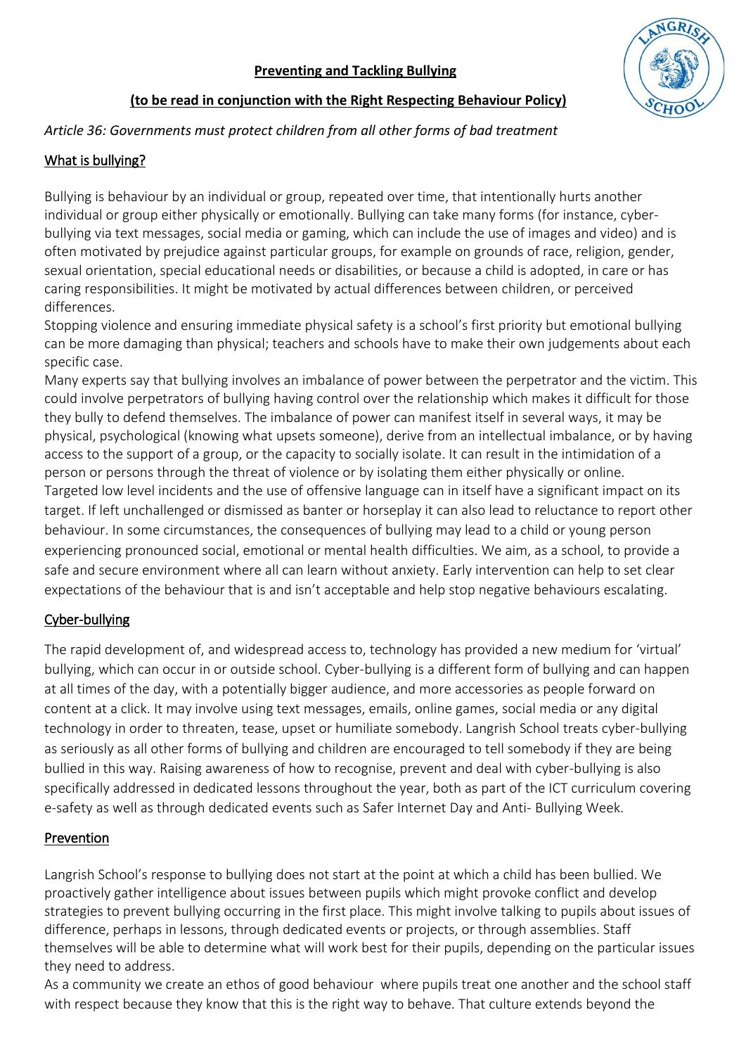# **Preventing and Tackling Bullying**

## **(to be read in conjunction with the Right Respecting Behaviour Policy)**

*Article 36: Governments must protect children from all other forms of bad treatment*

## What is bullying?

Bullying is behaviour by an individual or group, repeated over time, that intentionally hurts another individual or group either physically or emotionally. Bullying can take many forms (for instance, cyber-bullying via text messages, social media or gaming, which can include the use of images and video) and is often motivated by prejudice against particular groups, for example on grounds of race, religion, gender, sexual orientation, special educational needs or disabilities, or because a child is adopted, in care or has caring responsibilities. It might be motivated by actual differences between children, or perceived differences.

Stopping violence and ensuring immediate physical safety is a school's first priority but emotional bullying can be more damaging than physical; teachers and schools have to make their own judgements about each specific case.

Many experts say that bullying involves an imbalance of power between the perpetrator and the victim. This could involve perpetrators of bullying having control over the relationship which makes it difficult for those they bully to defend themselves. The imbalance of power can manifest itself in several ways, it may be physical, psychological (knowing what upsets someone), derive from an intellectual imbalance, or by having access to the support of a group, or the capacity to socially isolate. It can result in the intimidation of a person or persons through the threat of violence or by isolating them either physically or online.

Targeted low level incidents and the use of offensive language can in itself have a significant impact on its target. If left unchallenged or dismissed as banter or horseplay it can also lead to reluctance to report other behaviour. In some circumstances, the consequences of bullying may lead to a child or young person experiencing pronounced social, emotional or mental health difficulties. We aim, as a school, to provide a safe and secure environment where all can learn without anxiety. Early intervention can help to set clear expectations of the behaviour that is and isn't acceptable and help stop negative behaviours escalating.

## Cyber-bullying

The rapid development of, and widespread access to, technology has provided a new medium for 'virtual' bullying, which can occur in or outside school. Cyber-bullying is a different form of bullying and can happen at all times of the day, with a potentially bigger audience, and more accessories as people forward on content at a click. It may involve using text messages, emails, online games, social media or any digital technology in order to threaten, tease, upset or humiliate somebody. Langrish School treats cyber-bullying as seriously as all other forms of bullying and children are encouraged to tell somebody if they are being bullied in this way. Raising awareness of how to recognise, prevent and deal with cyber-bullying is also specifically addressed in dedicated lessons throughout the year, both as part of the ICT curriculum covering e-safety as well as through dedicated events such as Safer Internet Day and Anti- Bullying Week.

## Prevention

Langrish School's response to bullying does not start at the point at which a child has been bullied. We proactively gather intelligence about issues between pupils which might provoke conflict and develop strategies to prevent bullying occurring in the first place. This might involve talking to pupils about issues of difference, perhaps in lessons, through dedicated events or projects, or through assemblies. Staff themselves will be able to determine what will work best for their pupils, depending on the particular issues they need to address.

As a community we create an ethos of good behaviour where pupils treat one another and the school staff with respect because they know that this is the right way to behave. That culture extends beyond the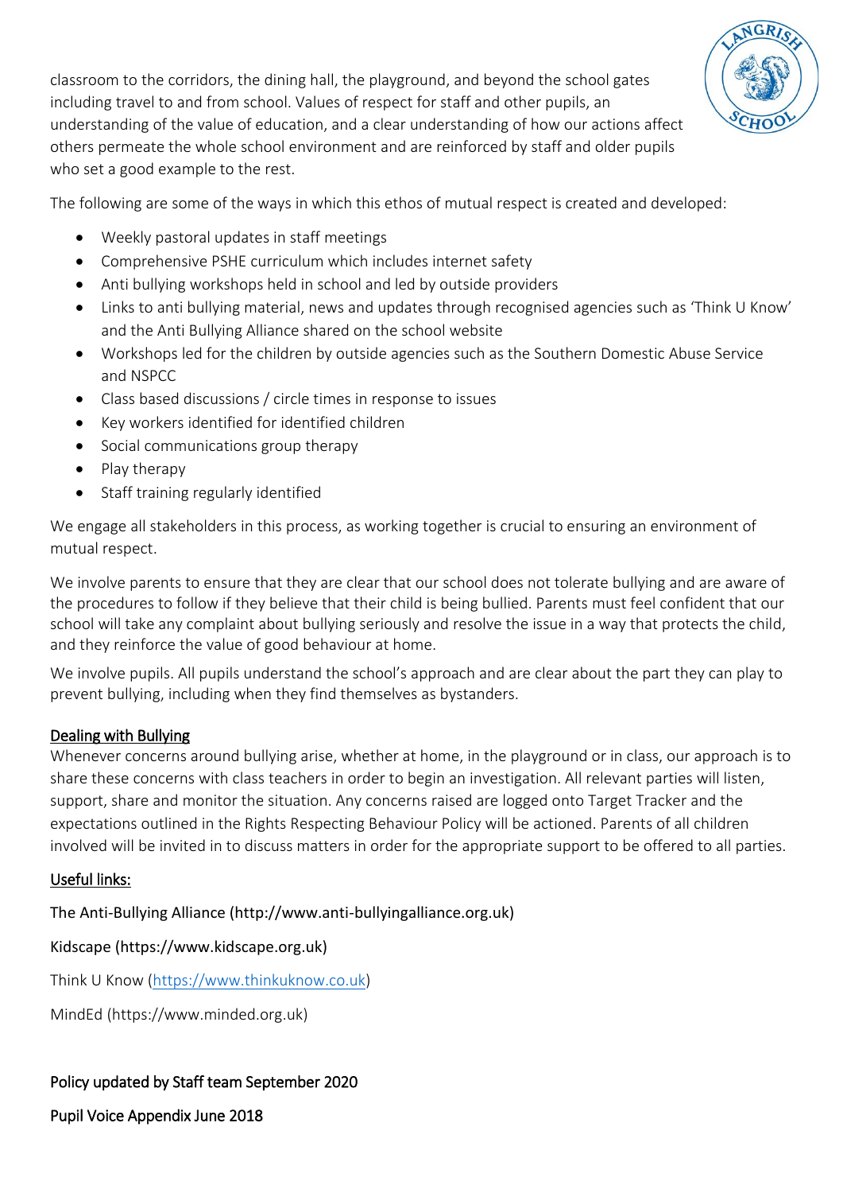classroom to the corridors, the dining hall, the playground, and beyond the school gates including travel to and from school. Values of respect for staff and other pupils, an understanding of the value of education, and a clear understanding of how our actions affect others permeate the whole school environment and are reinforced by staff and older pupils who set a good example to the rest.

The following are some of the ways in which this ethos of mutual respect is created and developed:

- Weekly pastoral updates in staff meetings
- Comprehensive PSHE curriculum which includes internet safety
- Anti bullying workshops held in school and led by outside providers
- Links to anti bullying material, news and updates through recognised agencies such as 'Think U Know' and the Anti Bullying Alliance shared on the school website
- Workshops led for the children by outside agencies such as the Southern Domestic Abuse Service and NSPCC
- Class based discussions / circle times in response to issues
- Key workers identified for identified children
- Social communications group therapy
- Play therapy
- Staff training regularly identified

We engage all stakeholders in this process, as working together is crucial to ensuring an environment of mutual respect.

We involve parents to ensure that they are clear that our school does not tolerate bullying and are aware of the procedures to follow if they believe that their child is being bullied. Parents must feel confident that our school will take any complaint about bullying seriously and resolve the issue in a way that protects the child, and they reinforce the value of good behaviour at home.

We involve pupils. All pupils understand the school's approach and are clear about the part they can play to prevent bullying, including when they find themselves as bystanders.

## Dealing with Bullying

Whenever concerns around bullying arise, whether at home, in the playground or in class, our approach is to share these concerns with class teachers in order to begin an investigation. All relevant parties will listen, support, share and monitor the situation. Any concerns raised are logged onto Target Tracker and the expectations outlined in the Rights Respecting Behaviour Policy will be actioned. Parents of all children involved will be invited in to discuss matters in order for the appropriate support to be offered to all parties.

## Useful links:

The Anti-Bullying Alliance (http://www.anti-bullyingalliance.org.uk)

Kidscape (https://www.kidscape.org.uk)

Think U Know (https://www.thinkuknow.co.uk)

MindEd (https://www.minded.org.uk)

Policy updated by Staff team September 2020

Pupil Voice Appendix June 2018